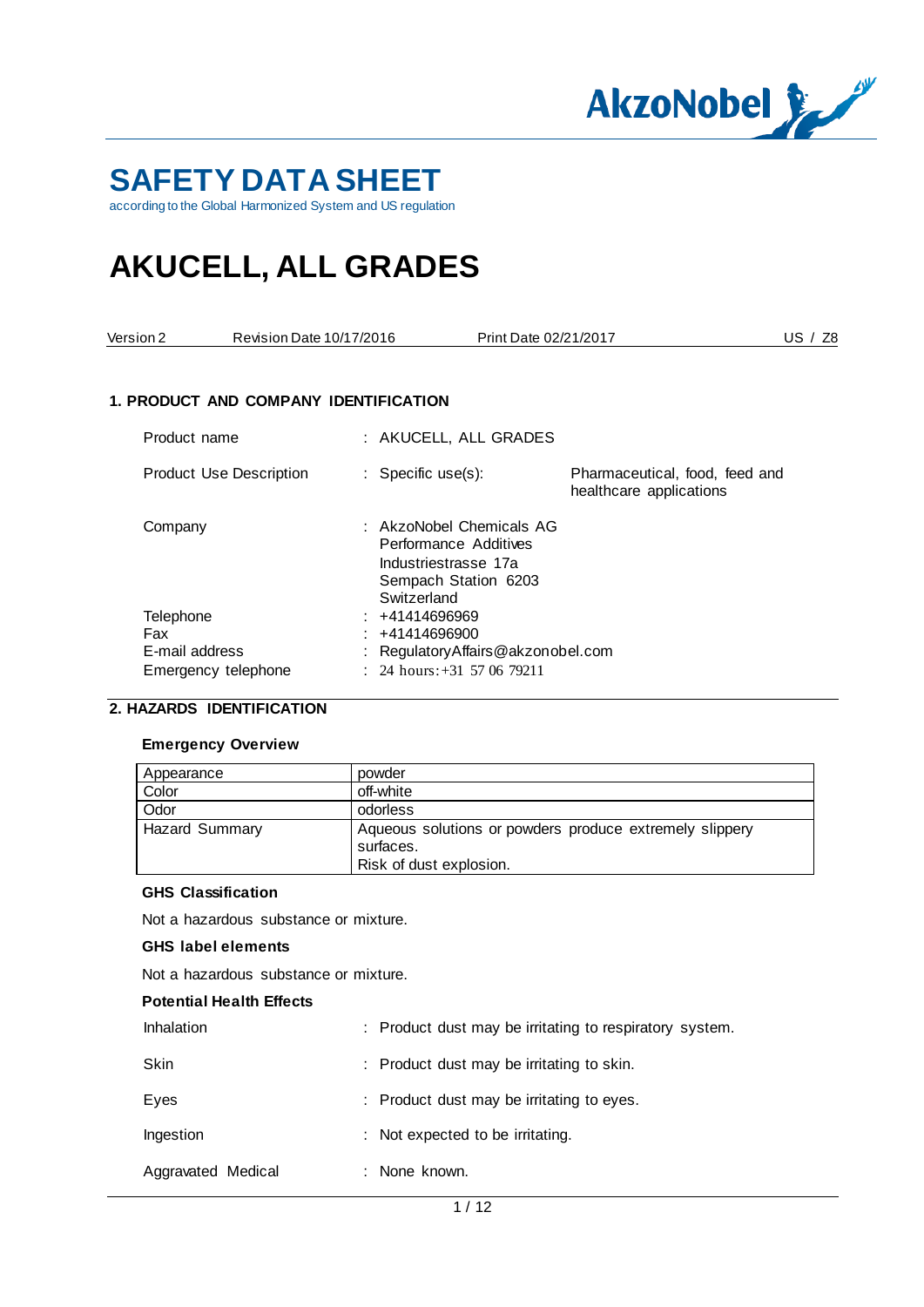# SAFETY DATA SHEET

according to the Global Harmonized System and US regulation

# AKUCELL, ALL GRADES

Version 2 | Revision Date 10/17/2016 | Print Date 02/21/2017 | US / Z8

## 1. PRODUCT AND COMPANY IDENTIFICATION

Product name : AKUCELL, ALL GRADES

Product Use Description : Specific use(s): Pharmaceutical, food, feed and healthcare applications

Company : AkzoNobel Chemicals AG
Performance Additives
Industriestrasse 17a
Sempach Station 6203
Switzerland

Telephone : +41414696969
Fax : +41414696900
E-mail address : RegulatoryAffairs@akzonobel.com
Emergency telephone : 24 hours: +31 57 06 79211

## 2. HAZARDS IDENTIFICATION

**Emergency Overview**

| | |
|---|---|
| Appearance | powder |
| Color | off-white |
| Odor | odorless |
| Hazard Summary | Aqueous solutions or powders produce extremely slippery surfaces.<br>Risk of dust explosion. |

**GHS Classification**

Not a hazardous substance or mixture.

**GHS label elements**

Not a hazardous substance or mixture.

**Potential Health Effects**

Inhalation : Product dust may be irritating to respiratory system.

Skin : Product dust may be irritating to skin.

Eyes : Product dust may be irritating to eyes.

Ingestion : Not expected to be irritating.

Aggravated Medical : None known.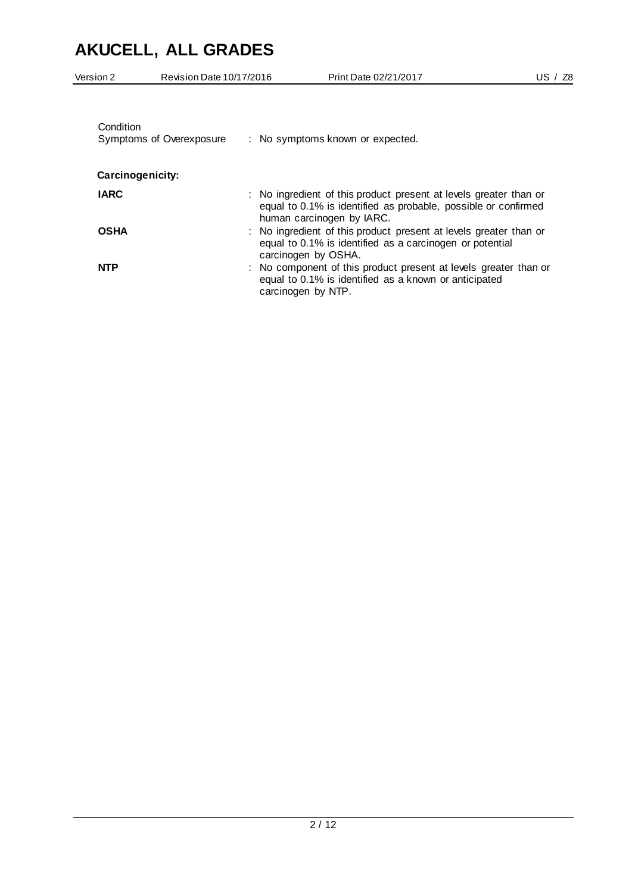Condition
Symptoms of Overexposure : No symptoms known or expected.

**Carcinogenicity:**

| | |
|---|---|
| **IARC** | : No ingredient of this product present at levels greater than or equal to 0.1% is identified as probable, possible or confirmed human carcinogen by IARC. |
| **OSHA** | : No ingredient of this product present at levels greater than or equal to 0.1% is identified as a carcinogen or potential carcinogen by OSHA. |
| **NTP** | : No component of this product present at levels greater than or equal to 0.1% is identified as a known or anticipated carcinogen by NTP. |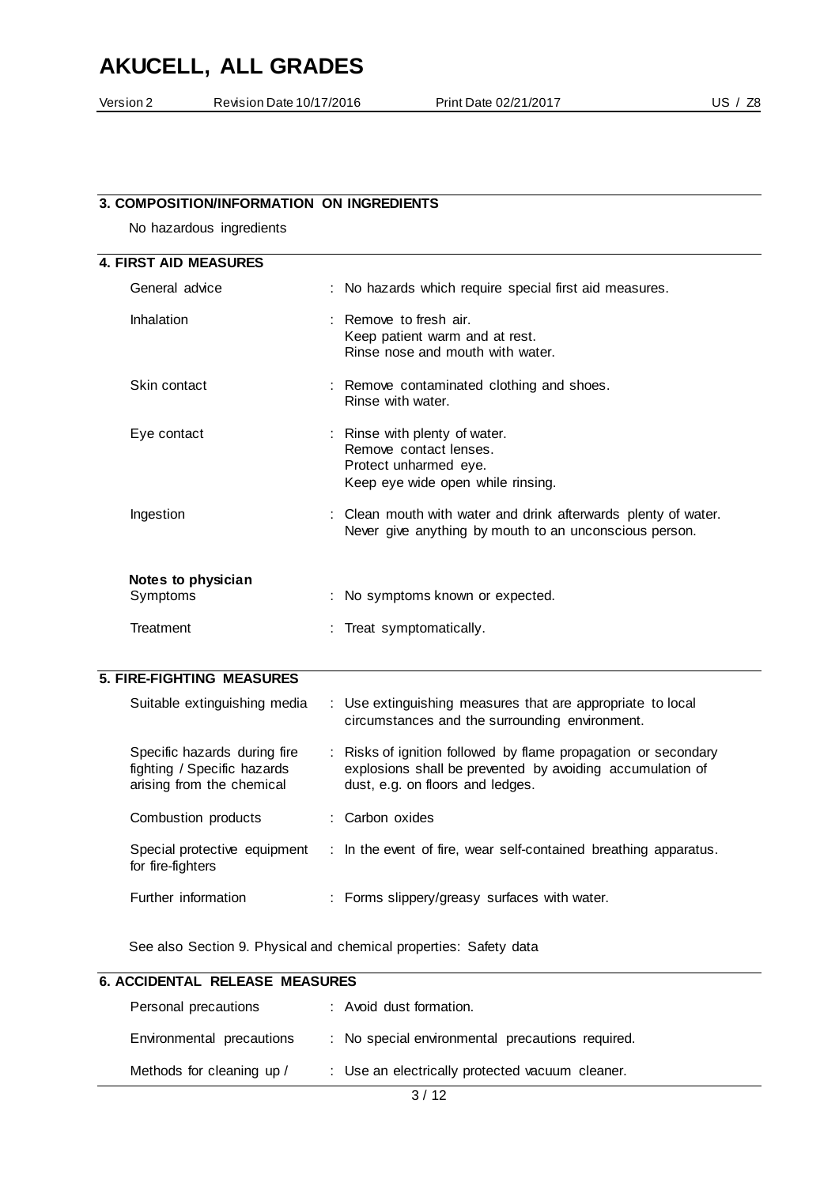## 3. COMPOSITION/INFORMATION ON INGREDIENTS

No hazardous ingredients

## 4. FIRST AID MEASURES

| | |
|---|---|
| General advice | : No hazards which require special first aid measures. |
| Inhalation | : Remove to fresh air.<br>Keep patient warm and at rest.<br>Rinse nose and mouth with water. |
| Skin contact | : Remove contaminated clothing and shoes.<br>Rinse with water. |
| Eye contact | : Rinse with plenty of water.<br>Remove contact lenses.<br>Protect unharmed eye.<br>Keep eye wide open while rinsing. |
| Ingestion | : Clean mouth with water and drink afterwards plenty of water.<br>Never give anything by mouth to an unconscious person. |

**Notes to physician**

| | |
|---|---|
| Symptoms | : No symptoms known or expected. |
| Treatment | : Treat symptomatically. |

## 5. FIRE-FIGHTING MEASURES

| | |
|---|---|
| Suitable extinguishing media | : Use extinguishing measures that are appropriate to local circumstances and the surrounding environment. |
| Specific hazards during fire fighting / Specific hazards arising from the chemical | : Risks of ignition followed by flame propagation or secondary explosions shall be prevented by avoiding accumulation of dust, e.g. on floors and ledges. |
| Combustion products | : Carbon oxides |
| Special protective equipment for fire-fighters | : In the event of fire, wear self-contained breathing apparatus. |
| Further information | : Forms slippery/greasy surfaces with water. |

See also Section 9. Physical and chemical properties: Safety data

## 6. ACCIDENTAL RELEASE MEASURES

| | |
|---|---|
| Personal precautions | : Avoid dust formation. |
| Environmental precautions | : No special environmental precautions required. |
| Methods for cleaning up / | : Use an electrically protected vacuum cleaner. |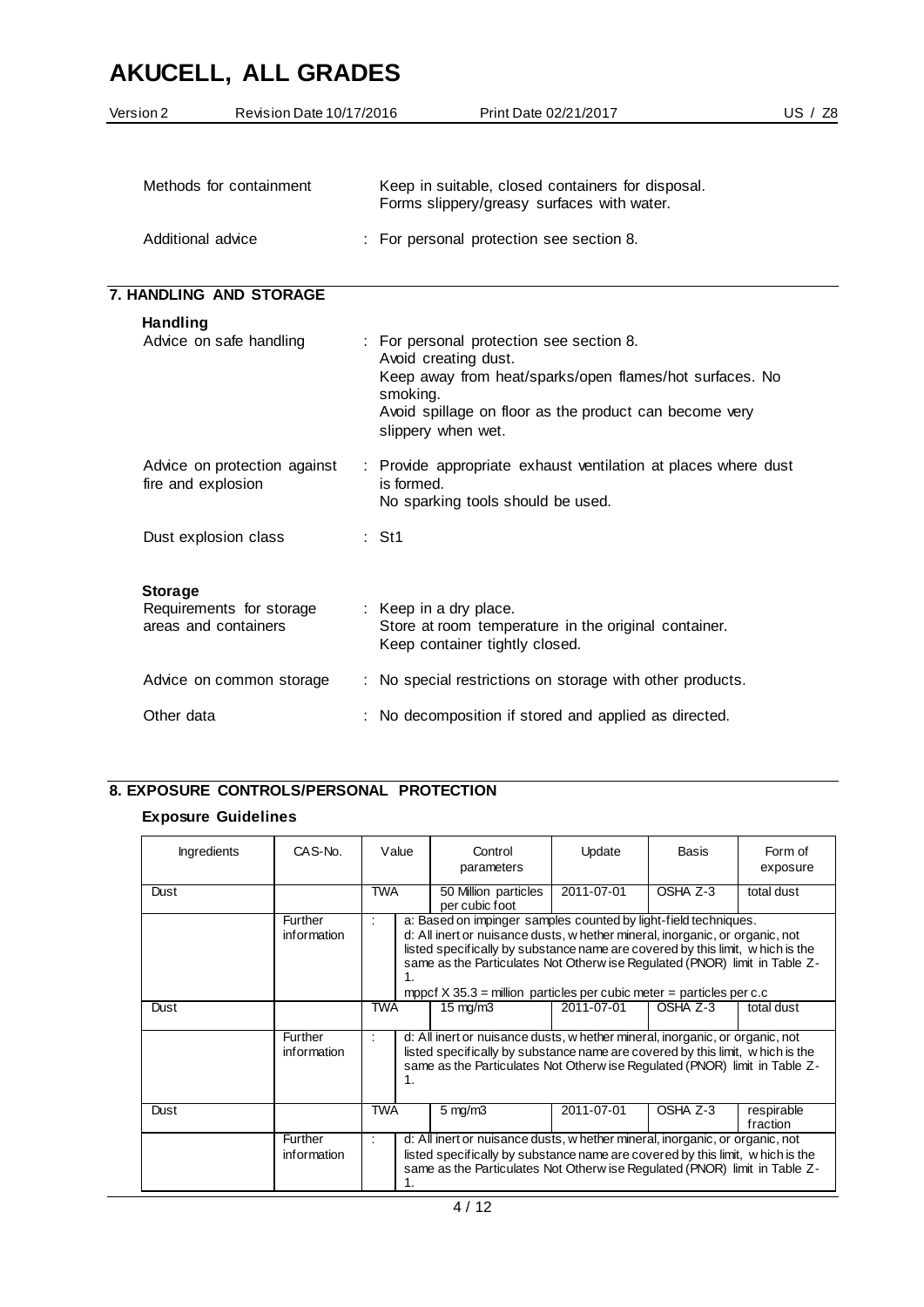| | |
|---|---|
| Methods for containment | Keep in suitable, closed containers for disposal. Forms slippery/greasy surfaces with water. |
| Additional advice | : For personal protection see section 8. |

## 7. HANDLING AND STORAGE

### Handling

| | |
|---|---|
| Advice on safe handling | : For personal protection see section 8. Avoid creating dust. Keep away from heat/sparks/open flames/hot surfaces. No smoking. Avoid spillage on floor as the product can become very slippery when wet. |
| Advice on protection against fire and explosion | : Provide appropriate exhaust ventilation at places where dust is formed. No sparking tools should be used. |
| Dust explosion class | : St1 |

### Storage

| | |
|---|---|
| Requirements for storage areas and containers | : Keep in a dry place. Store at room temperature in the original container. Keep container tightly closed. |
| Advice on common storage | : No special restrictions on storage with other products. |
| Other data | : No decomposition if stored and applied as directed. |

## 8. EXPOSURE CONTROLS/PERSONAL PROTECTION

### Exposure Guidelines

| Ingredients | CAS-No. | Value | Control parameters | Update | Basis | Form of exposure |
|---|---|---|---|---|---|---|
| Dust | | TWA | 50 Million particles per cubic foot | 2011-07-01 | OSHA Z-3 | total dust |
| | Further information | : | a: Based on impinger samples counted by light-field techniques. d: All inert or nuisance dusts, whether mineral, inorganic, or organic, not listed specifically by substance name are covered by this limit, which is the same as the Particulates Not Otherwise Regulated (PNOR) limit in Table Z-1. mppcf X 35.3 = million particles per cubic meter = particles per c.c | | | |
| Dust | | TWA | 15 mg/m3 | 2011-07-01 | OSHA Z-3 | total dust |
| | Further information | : | d: All inert or nuisance dusts, whether mineral, inorganic, or organic, not listed specifically by substance name are covered by this limit, which is the same as the Particulates Not Otherwise Regulated (PNOR) limit in Table Z-1. | | | |
| Dust | | TWA | 5 mg/m3 | 2011-07-01 | OSHA Z-3 | respirable fraction |
| | Further information | : | d: All inert or nuisance dusts, whether mineral, inorganic, or organic, not listed specifically by substance name are covered by this limit, which is the same as the Particulates Not Otherwise Regulated (PNOR) limit in Table Z-1. | | | |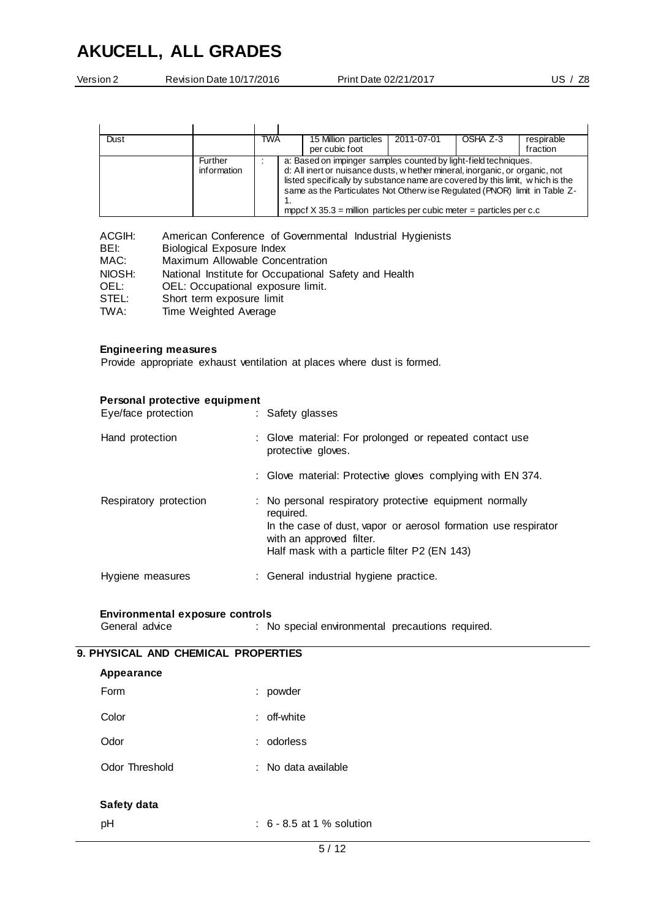| | | | | | | |
|---|---|---|---|---|---|---|
| Dust | | TWA | 15 Million particles per cubic foot | 2011-07-01 | OSHA Z-3 | respirable fraction |
| | Further information | : | a: Based on impinger samples counted by light-field techniques. d: All inert or nuisance dusts, whether mineral, inorganic, or organic, not listed specifically by substance name are covered by this limit, which is the same as the Particulates Not Otherwise Regulated (PNOR) limit in Table Z-1. mppcf X 35.3 = million particles per cubic meter = particles per c.c | | | |

ACGIH: American Conference of Governmental Industrial Hygienists
BEI: Biological Exposure Index
MAC: Maximum Allowable Concentration
NIOSH: National Institute for Occupational Safety and Health
OEL: OEL: Occupational exposure limit.
STEL: Short term exposure limit
TWA: Time Weighted Average

**Engineering measures**

Provide appropriate exhaust ventilation at places where dust is formed.

**Personal protective equipment**

Eye/face protection : Safety glasses

Hand protection : Glove material: For prolonged or repeated contact use protective gloves.

: Glove material: Protective gloves complying with EN 374.

Respiratory protection : No personal respiratory protective equipment normally required.
In the case of dust, vapor or aerosol formation use respirator with an approved filter.
Half mask with a particle filter P2 (EN 143)

Hygiene measures : General industrial hygiene practice.

**Environmental exposure controls**

General advice : No special environmental precautions required.

## 9. PHYSICAL AND CHEMICAL PROPERTIES

**Appearance**

Form : powder

Color : off-white

Odor : odorless

Odor Threshold : No data available

**Safety data**

pH : 6 - 8.5 at 1 % solution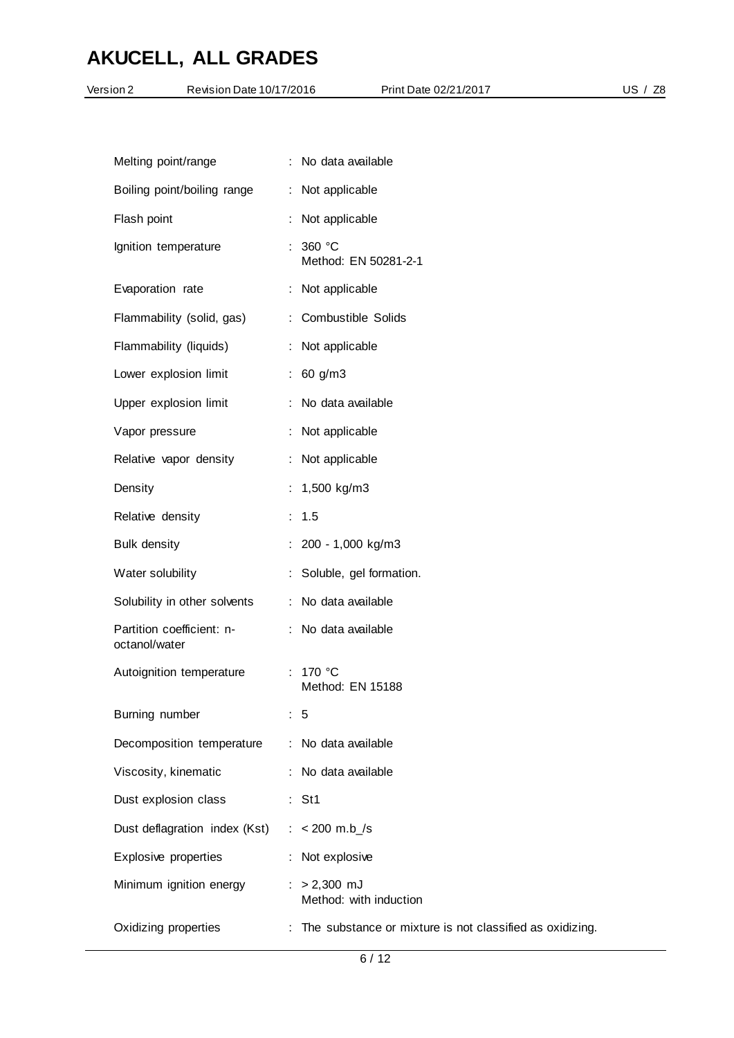| | |
|---|---|
| Melting point/range | : No data available |
| Boiling point/boiling range | : Not applicable |
| Flash point | : Not applicable |
| Ignition temperature | : 360 °C<br>Method: EN 50281-2-1 |
| Evaporation rate | : Not applicable |
| Flammability (solid, gas) | : Combustible Solids |
| Flammability (liquids) | : Not applicable |
| Lower explosion limit | : 60 g/m3 |
| Upper explosion limit | : No data available |
| Vapor pressure | : Not applicable |
| Relative vapor density | : Not applicable |
| Density | : 1,500 kg/m3 |
| Relative density | : 1.5 |
| Bulk density | : 200 - 1,000 kg/m3 |
| Water solubility | : Soluble, gel formation. |
| Solubility in other solvents | : No data available |
| Partition coefficient: n-octanol/water | : No data available |
| Autoignition temperature | : 170 °C<br>Method: EN 15188 |
| Burning number | : 5 |
| Decomposition temperature | : No data available |
| Viscosity, kinematic | : No data available |
| Dust explosion class | : St1 |
| Dust deflagration index (Kst) | : < 200 m.b_/s |
| Explosive properties | : Not explosive |
| Minimum ignition energy | : > 2,300 mJ<br>Method: with induction |
| Oxidizing properties | : The substance or mixture is not classified as oxidizing. |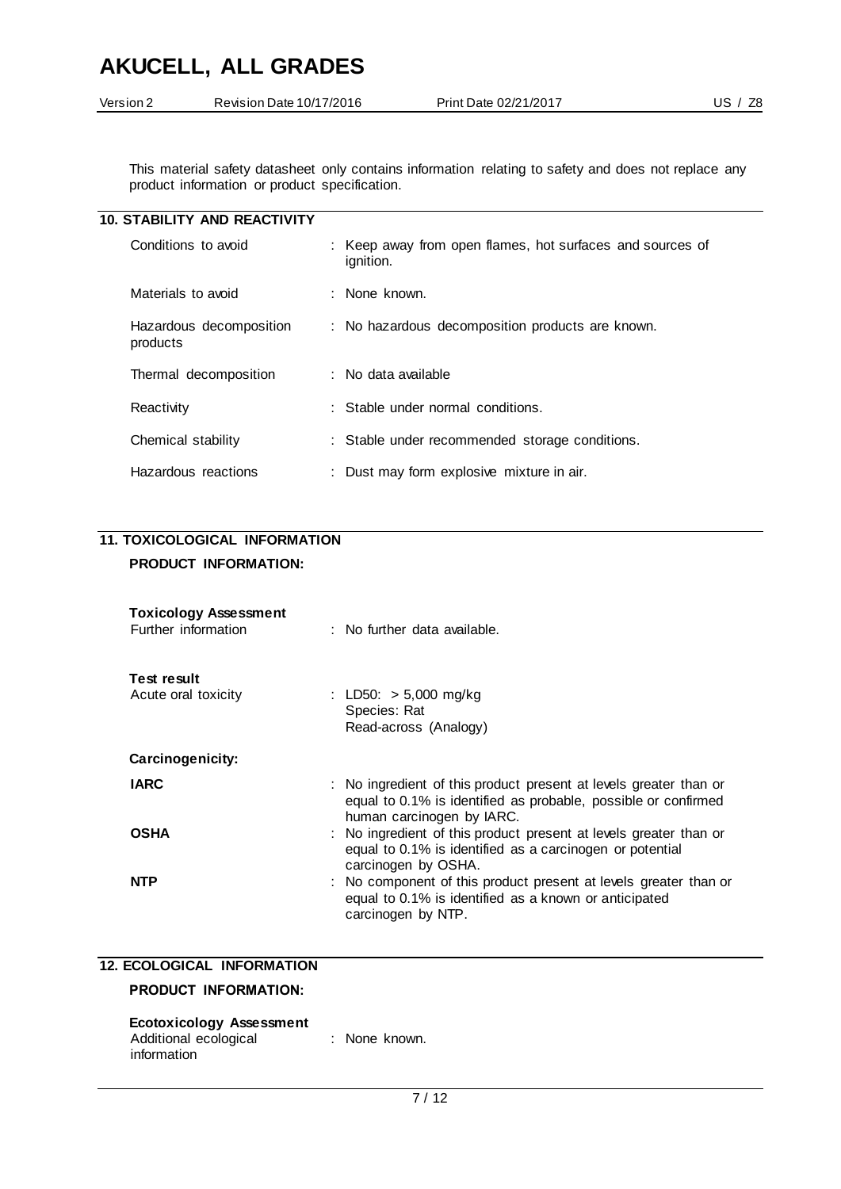This material safety datasheet only contains information relating to safety and does not replace any product information or product specification.

## 10. STABILITY AND REACTIVITY

| | |
|---|---|
| Conditions to avoid | : Keep away from open flames, hot surfaces and sources of ignition. |
| Materials to avoid | : None known. |
| Hazardous decomposition products | : No hazardous decomposition products are known. |
| Thermal decomposition | : No data available |
| Reactivity | : Stable under normal conditions. |
| Chemical stability | : Stable under recommended storage conditions. |
| Hazardous reactions | : Dust may form explosive mixture in air. |

## 11. TOXICOLOGICAL INFORMATION

**PRODUCT INFORMATION:**

**Toxicology Assessment**

Further information : No further data available.

**Test result**

Acute oral toxicity : LD50: > 5,000 mg/kg
Species: Rat
Read-across (Analogy)

**Carcinogenicity:**

| | |
|---|---|
| **IARC** | : No ingredient of this product present at levels greater than or equal to 0.1% is identified as probable, possible or confirmed human carcinogen by IARC. |
| **OSHA** | : No ingredient of this product present at levels greater than or equal to 0.1% is identified as a carcinogen or potential carcinogen by OSHA. |
| **NTP** | : No component of this product present at levels greater than or equal to 0.1% is identified as a known or anticipated carcinogen by NTP. |

## 12. ECOLOGICAL INFORMATION

**PRODUCT INFORMATION:**

**Ecotoxicology Assessment**

Additional ecological information : None known.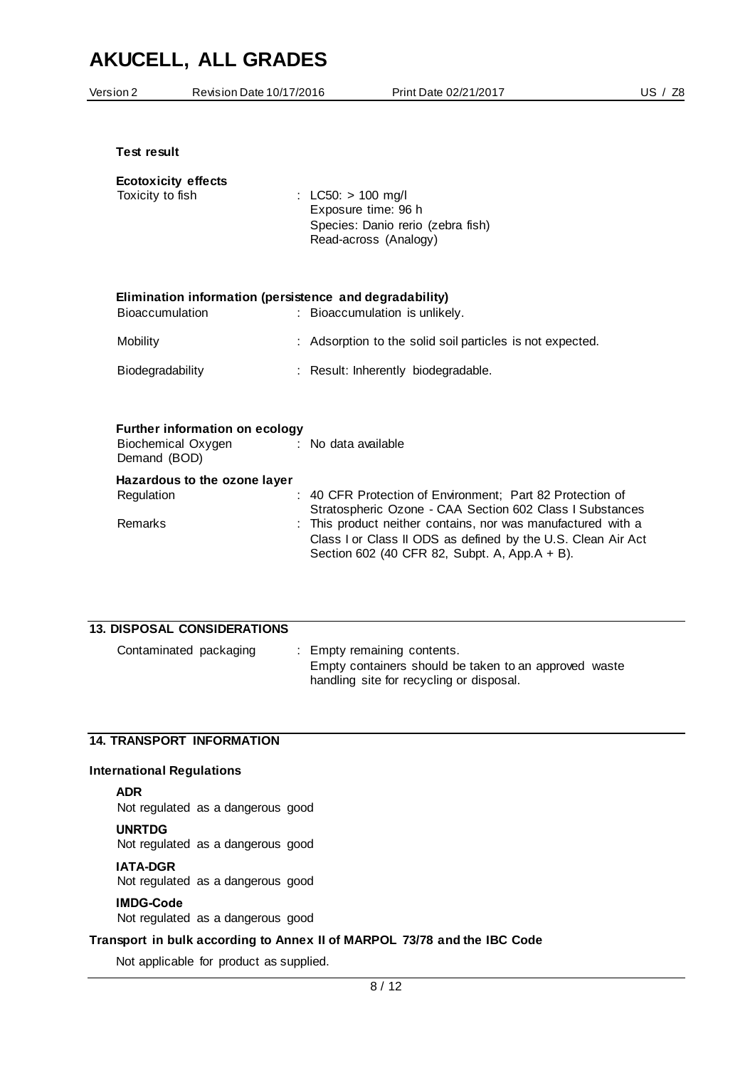**Test result**

**Ecotoxicity effects**

| | |
|---|---|
| Toxicity to fish | : LC50: > 100 mg/l<br>Exposure time: 96 h<br>Species: Danio rerio (zebra fish)<br>Read-across (Analogy) |

**Elimination information (persistence and degradability)**

| | |
|---|---|
| Bioaccumulation | : Bioaccumulation is unlikely. |
| Mobility | : Adsorption to the solid soil particles is not expected. |
| Biodegradability | : Result: Inherently biodegradable. |

**Further information on ecology**

| | |
|---|---|
| Biochemical Oxygen Demand (BOD) | : No data available |

**Hazardous to the ozone layer**

| | |
|---|---|
| Regulation | : 40 CFR Protection of Environment; Part 82 Protection of Stratospheric Ozone - CAA Section 602 Class I Substances |
| Remarks | : This product neither contains, nor was manufactured with a Class I or Class II ODS as defined by the U.S. Clean Air Act Section 602 (40 CFR 82, Subpt. A, App.A + B). |

## 13. DISPOSAL CONSIDERATIONS

| | |
|---|---|
| Contaminated packaging | : Empty remaining contents.<br>Empty containers should be taken to an approved waste handling site for recycling or disposal. |

## 14. TRANSPORT INFORMATION

**International Regulations**

**ADR**
Not regulated as a dangerous good

**UNRTDG**
Not regulated as a dangerous good

**IATA-DGR**
Not regulated as a dangerous good

**IMDG-Code**
Not regulated as a dangerous good

**Transport in bulk according to Annex II of MARPOL 73/78 and the IBC Code**

Not applicable for product as supplied.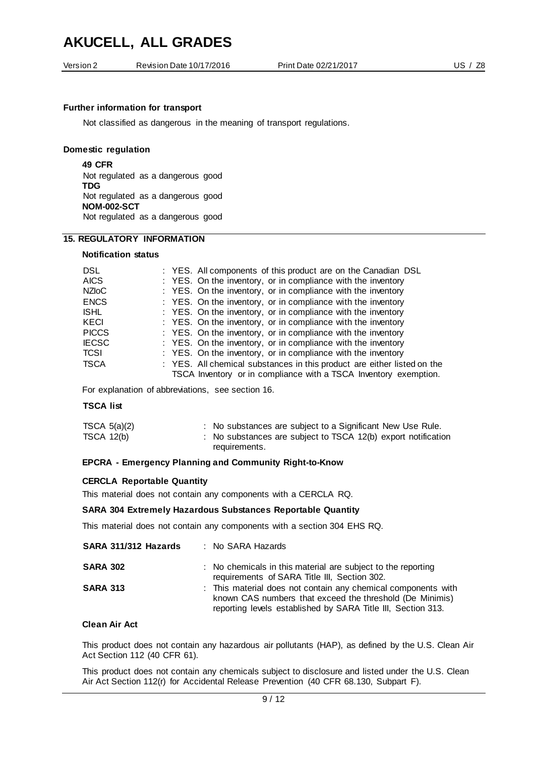**Further information for transport**

Not classified as dangerous in the meaning of transport regulations.

**Domestic regulation**

**49 CFR**
Not regulated as a dangerous good
**TDG**
Not regulated as a dangerous good
**NOM-002-SCT**
Not regulated as a dangerous good

## 15. REGULATORY INFORMATION

**Notification status**

| | |
|---|---|
| DSL | : YES. All components of this product are on the Canadian DSL |
| AICS | : YES. On the inventory, or in compliance with the inventory |
| NZIoC | : YES. On the inventory, or in compliance with the inventory |
| ENCS | : YES. On the inventory, or in compliance with the inventory |
| ISHL | : YES. On the inventory, or in compliance with the inventory |
| KECI | : YES. On the inventory, or in compliance with the inventory |
| PICCS | : YES. On the inventory, or in compliance with the inventory |
| IECSC | : YES. On the inventory, or in compliance with the inventory |
| TCSI | : YES. On the inventory, or in compliance with the inventory |
| TSCA | : YES. All chemical substances in this product are either listed on the TSCA Inventory or in compliance with a TSCA Inventory exemption. |

For explanation of abbreviations, see section 16.

**TSCA list**

| | |
|---|---|
| TSCA 5(a)(2) | : No substances are subject to a Significant New Use Rule. |
| TSCA 12(b) | : No substances are subject to TSCA 12(b) export notification requirements. |

**EPCRA - Emergency Planning and Community Right-to-Know**

**CERCLA Reportable Quantity**

This material does not contain any components with a CERCLA RQ.

**SARA 304 Extremely Hazardous Substances Reportable Quantity**

This material does not contain any components with a section 304 EHS RQ.

| | |
|---|---|
| **SARA 311/312 Hazards** | : No SARA Hazards |
| **SARA 302** | : No chemicals in this material are subject to the reporting requirements of SARA Title III, Section 302. |
| **SARA 313** | : This material does not contain any chemical components with known CAS numbers that exceed the threshold (De Minimis) reporting levels established by SARA Title III, Section 313. |

**Clean Air Act**

This product does not contain any hazardous air pollutants (HAP), as defined by the U.S. Clean Air Act Section 112 (40 CFR 61).

This product does not contain any chemicals subject to disclosure and listed under the U.S. Clean Air Act Section 112(r) for Accidental Release Prevention (40 CFR 68.130, Subpart F).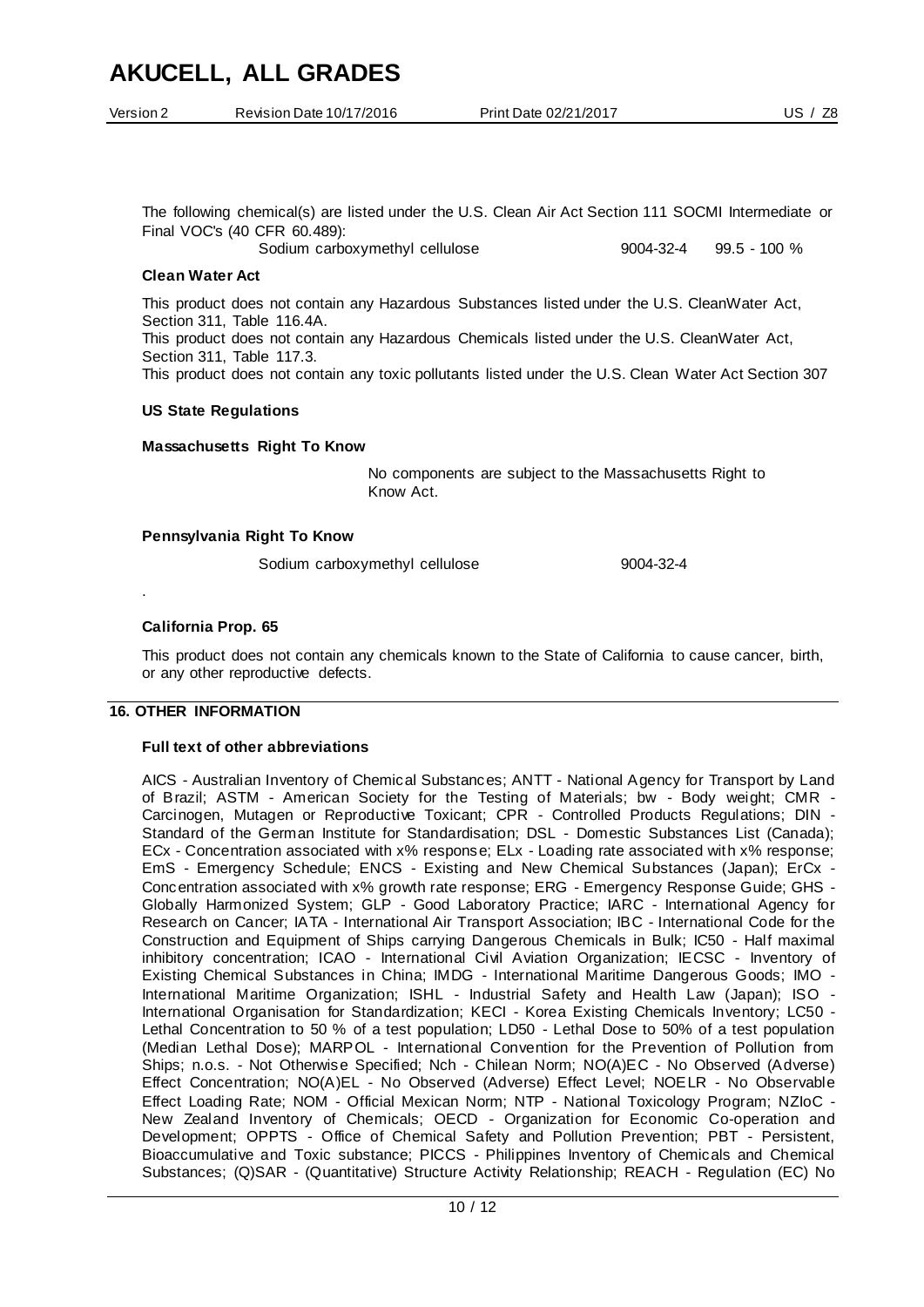The following chemical(s) are listed under the U.S. Clean Air Act Section 111 SOCMI Intermediate or Final VOC's (40 CFR 60.489):

| | | |
|---|---|---|
| Sodium carboxymethyl cellulose | 9004-32-4 | 99.5 - 100 % |

**Clean Water Act**

This product does not contain any Hazardous Substances listed under the U.S. CleanWater Act, Section 311, Table 116.4A.
This product does not contain any Hazardous Chemicals listed under the U.S. CleanWater Act, Section 311, Table 117.3.
This product does not contain any toxic pollutants listed under the U.S. Clean Water Act Section 307

**US State Regulations**

**Massachusetts Right To Know**

No components are subject to the Massachusetts Right to Know Act.

**Pennsylvania Right To Know**

| | |
|---|---|
| Sodium carboxymethyl cellulose | 9004-32-4 |

.

**California Prop. 65**

This product does not contain any chemicals known to the State of California to cause cancer, birth, or any other reproductive defects.

## 16. OTHER INFORMATION

**Full text of other abbreviations**

AICS - Australian Inventory of Chemical Substances; ANTT - National Agency for Transport by Land of Brazil; ASTM - American Society for the Testing of Materials; bw - Body weight; CMR - Carcinogen, Mutagen or Reproductive Toxicant; CPR - Controlled Products Regulations; DIN - Standard of the German Institute for Standardisation; DSL - Domestic Substances List (Canada); ECx - Concentration associated with x% response; ELx - Loading rate associated with x% response; EmS - Emergency Schedule; ENCS - Existing and New Chemical Substances (Japan); ErCx - Concentration associated with x% growth rate response; ERG - Emergency Response Guide; GHS - Globally Harmonized System; GLP - Good Laboratory Practice; IARC - International Agency for Research on Cancer; IATA - International Air Transport Association; IBC - International Code for the Construction and Equipment of Ships carrying Dangerous Chemicals in Bulk; IC50 - Half maximal inhibitory concentration; ICAO - International Civil Aviation Organization; IECSC - Inventory of Existing Chemical Substances in China; IMDG - International Maritime Dangerous Goods; IMO - International Maritime Organization; ISHL - Industrial Safety and Health Law (Japan); ISO - International Organisation for Standardization; KECI - Korea Existing Chemicals Inventory; LC50 - Lethal Concentration to 50 % of a test population; LD50 - Lethal Dose to 50% of a test population (Median Lethal Dose); MARPOL - International Convention for the Prevention of Pollution from Ships; n.o.s. - Not Otherwise Specified; Nch - Chilean Norm; NO(A)EC - No Observed (Adverse) Effect Concentration; NO(A)EL - No Observed (Adverse) Effect Level; NOELR - No Observable Effect Loading Rate; NOM - Official Mexican Norm; NTP - National Toxicology Program; NZIoC - New Zealand Inventory of Chemicals; OECD - Organization for Economic Co-operation and Development; OPPTS - Office of Chemical Safety and Pollution Prevention; PBT - Persistent, Bioaccumulative and Toxic substance; PICCS - Philippines Inventory of Chemicals and Chemical Substances; (Q)SAR - (Quantitative) Structure Activity Relationship; REACH - Regulation (EC) No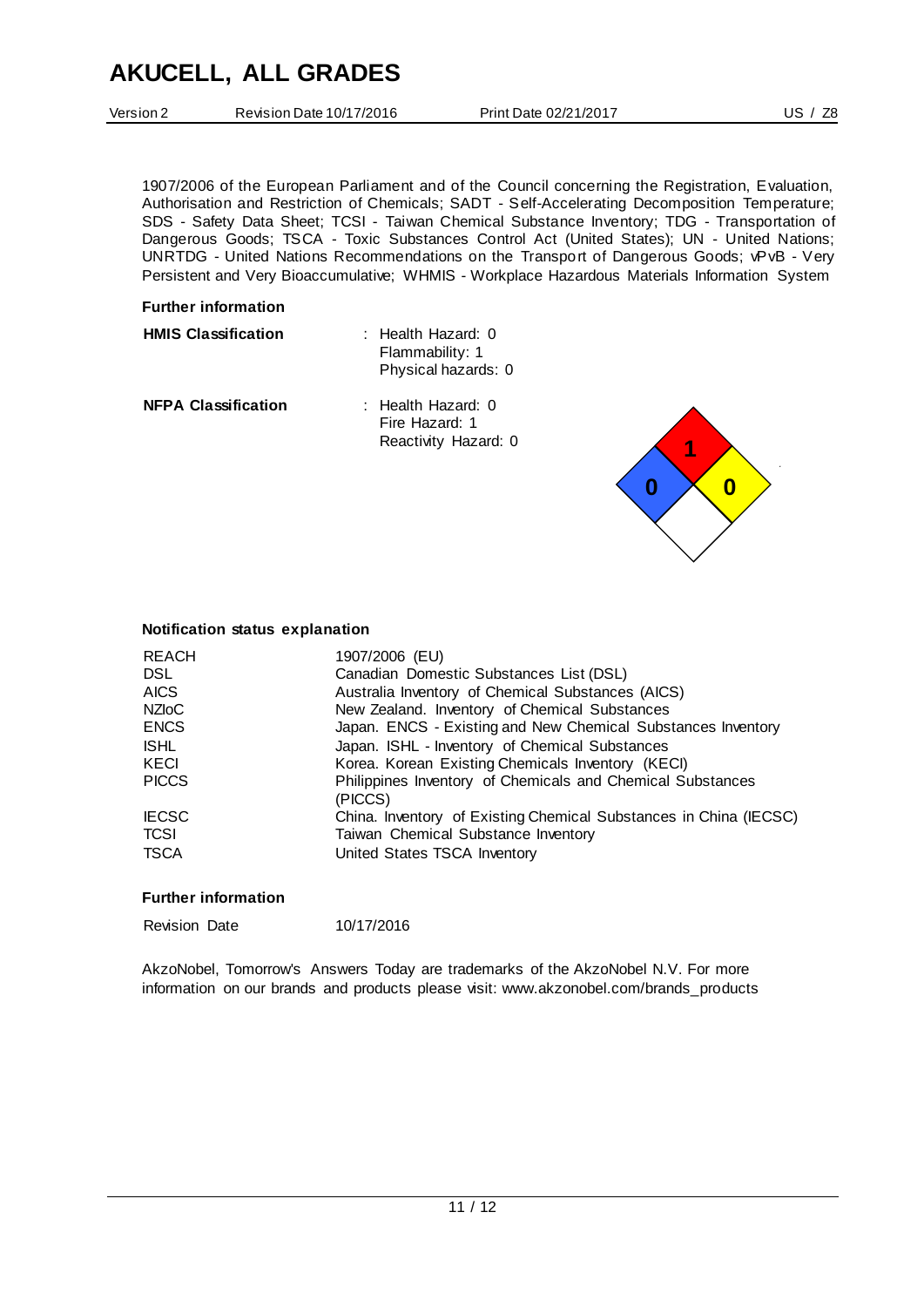1907/2006 of the European Parliament and of the Council concerning the Registration, Evaluation, Authorisation and Restriction of Chemicals; SADT - Self-Accelerating Decomposition Temperature; SDS - Safety Data Sheet; TCSI - Taiwan Chemical Substance Inventory; TDG - Transportation of Dangerous Goods; TSCA - Toxic Substances Control Act (United States); UN - United Nations; UNRTDG - United Nations Recommendations on the Transport of Dangerous Goods; vPvB - Very Persistent and Very Bioaccumulative; WHMIS - Workplace Hazardous Materials Information System

**Further information**

**HMIS Classification** : Health Hazard: 0
Flammability: 1
Physical hazards: 0

**NFPA Classification** : Health Hazard: 0
Fire Hazard: 1
Reactivity Hazard: 0

**Notification status explanation**

| | |
|---|---|
| REACH | 1907/2006 (EU) |
| DSL | Canadian Domestic Substances List (DSL) |
| AICS | Australia Inventory of Chemical Substances (AICS) |
| NZIoC | New Zealand. Inventory of Chemical Substances |
| ENCS | Japan. ENCS - Existing and New Chemical Substances Inventory |
| ISHL | Japan. ISHL - Inventory of Chemical Substances |
| KECI | Korea. Korean Existing Chemicals Inventory (KECI) |
| PICCS | Philippines Inventory of Chemicals and Chemical Substances (PICCS) |
| IECSC | China. Inventory of Existing Chemical Substances in China (IECSC) |
| TCSI | Taiwan Chemical Substance Inventory |
| TSCA | United States TSCA Inventory |

**Further information**

Revision Date 10/17/2016

AkzoNobel, Tomorrow's Answers Today are trademarks of the AkzoNobel N.V. For more information on our brands and products please visit: www.akzonobel.com/brands_products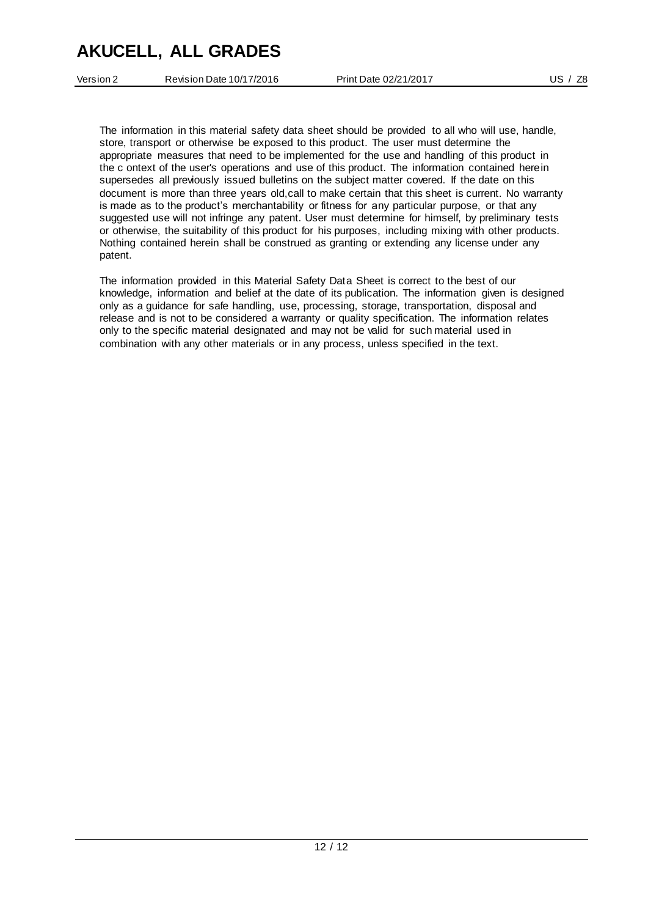The information in this material safety data sheet should be provided to all who will use, handle, store, transport or otherwise be exposed to this product. The user must determine the appropriate measures that need to be implemented for the use and handling of this product in the c ontext of the user's operations and use of this product. The information contained herein supersedes all previously issued bulletins on the subject matter covered. If the date on this document is more than three years old,call to make certain that this sheet is current. No warranty is made as to the product's merchantability or fitness for any particular purpose, or that any suggested use will not infringe any patent. User must determine for himself, by preliminary tests or otherwise, the suitability of this product for his purposes, including mixing with other products. Nothing contained herein shall be construed as granting or extending any license under any patent.

The information provided in this Material Safety Data Sheet is correct to the best of our knowledge, information and belief at the date of its publication. The information given is designed only as a guidance for safe handling, use, processing, storage, transportation, disposal and release and is not to be considered a warranty or quality specification. The information relates only to the specific material designated and may not be valid for such material used in combination with any other materials or in any process, unless specified in the text.